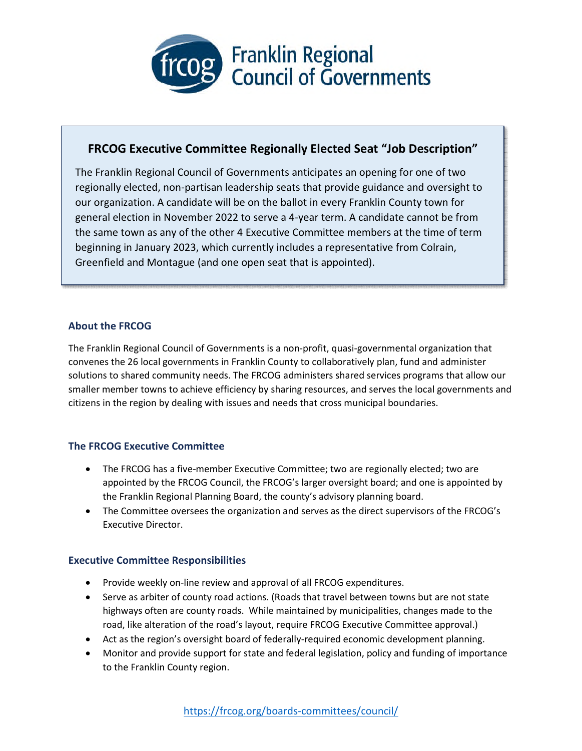# Franklin Regional Council of Governments

## FRCOG Executive Committee Regionally Elected Seat "Job Description"

The Franklin Regional Council of Governments anticipates an opening for one of two regionally elected, non-partisan leadership seats that provide guidance and oversight to our organization. A candidate will be on the ballot in every Franklin County town for general election in November 2022 to serve a 4-year term. A candidate cannot be from the same town as any of the other 4 Executive Committee members at the time of term beginning in January 2023, which currently includes a representative from Colrain, Greenfield and Montague (and one open seat that is appointed).

### About the FRCOG

The Franklin Regional Council of Governments is a non-profit, quasi-governmental organization that convenes the 26 local governments in Franklin County to collaboratively plan, fund and administer solutions to shared community needs. The FRCOG administers shared services programs that allow our smaller member towns to achieve efficiency by sharing resources, and serves the local governments and citizens in the region by dealing with issues and needs that cross municipal boundaries.

### The FRCOG Executive Committee

- The FRCOG has a five-member Executive Committee; two are regionally elected; two are appointed by the FRCOG Council, the FRCOG's larger oversight board; and one is appointed by the Franklin Regional Planning Board, the county's advisory planning board.
- The Committee oversees the organization and serves as the direct supervisors of the FRCOG's Executive Director.

### Executive Committee Responsibilities

- Provide weekly on-line review and approval of all FRCOG expenditures.
- Serve as arbiter of county road actions. (Roads that travel between towns but are not state highways often are county roads. While maintained by municipalities, changes made to the road, like alteration of the road's layout, require FRCOG Executive Committee approval.)
- Act as the region's oversight board of federally-required economic development planning.
- Monitor and provide support for state and federal legislation, policy and funding of importance to the Franklin County region.

https://frcog.org/boards-committees/council/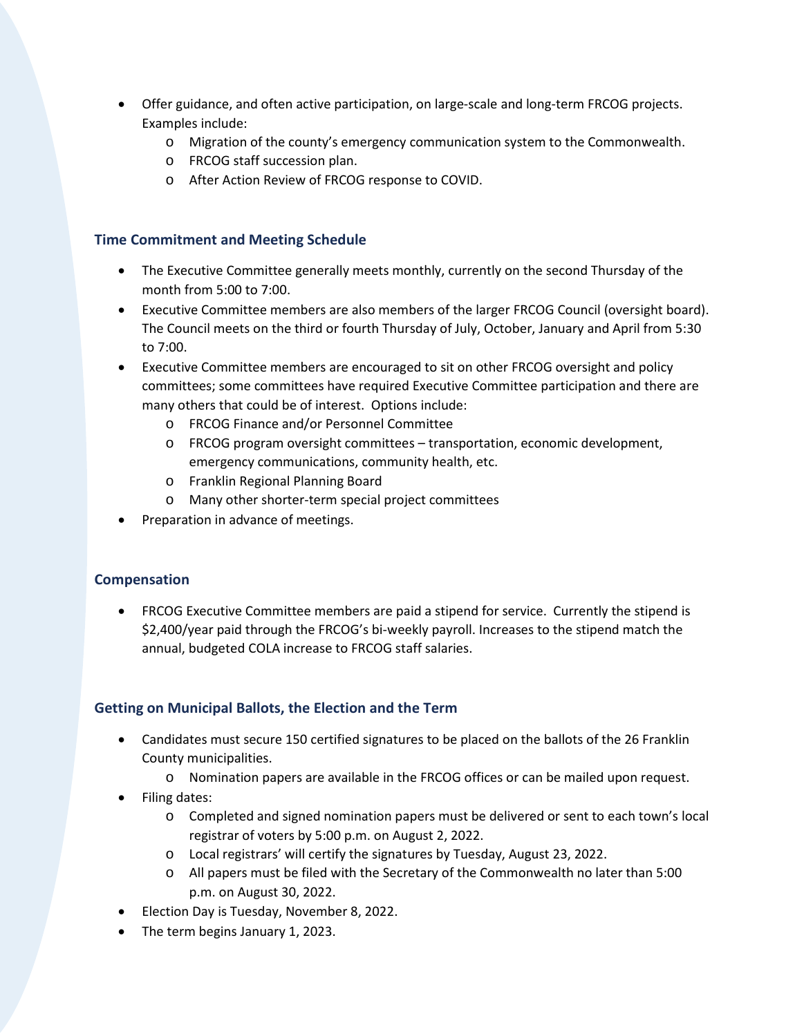- Offer guidance, and often active participation, on large-scale and long-term FRCOG projects. Examples include:
    - Migration of the county's emergency communication system to the Commonwealth.
    - FRCOG staff succession plan.
    - After Action Review of FRCOG response to COVID.

### Time Commitment and Meeting Schedule

- The Executive Committee generally meets monthly, currently on the second Thursday of the month from 5:00 to 7:00.
- Executive Committee members are also members of the larger FRCOG Council (oversight board). The Council meets on the third or fourth Thursday of July, October, January and April from 5:30 to 7:00.
- Executive Committee members are encouraged to sit on other FRCOG oversight and policy committees; some committees have required Executive Committee participation and there are many others that could be of interest. Options include:
    - FRCOG Finance and/or Personnel Committee
    - FRCOG program oversight committees – transportation, economic development, emergency communications, community health, etc.
    - Franklin Regional Planning Board
    - Many other shorter-term special project committees
- Preparation in advance of meetings.

### Compensation

- FRCOG Executive Committee members are paid a stipend for service. Currently the stipend is $2,400/year paid through the FRCOG's bi-weekly payroll. Increases to the stipend match the annual, budgeted COLA increase to FRCOG staff salaries.

### Getting on Municipal Ballots, the Election and the Term

- Candidates must secure 150 certified signatures to be placed on the ballots of the 26 Franklin County municipalities.
    - Nomination papers are available in the FRCOG offices or can be mailed upon request.
- Filing dates:
    - Completed and signed nomination papers must be delivered or sent to each town's local registrar of voters by 5:00 p.m. on August 2, 2022.
    - Local registrars' will certify the signatures by Tuesday, August 23, 2022.
    - All papers must be filed with the Secretary of the Commonwealth no later than 5:00 p.m. on August 30, 2022.
- Election Day is Tuesday, November 8, 2022.
- The term begins January 1, 2023.